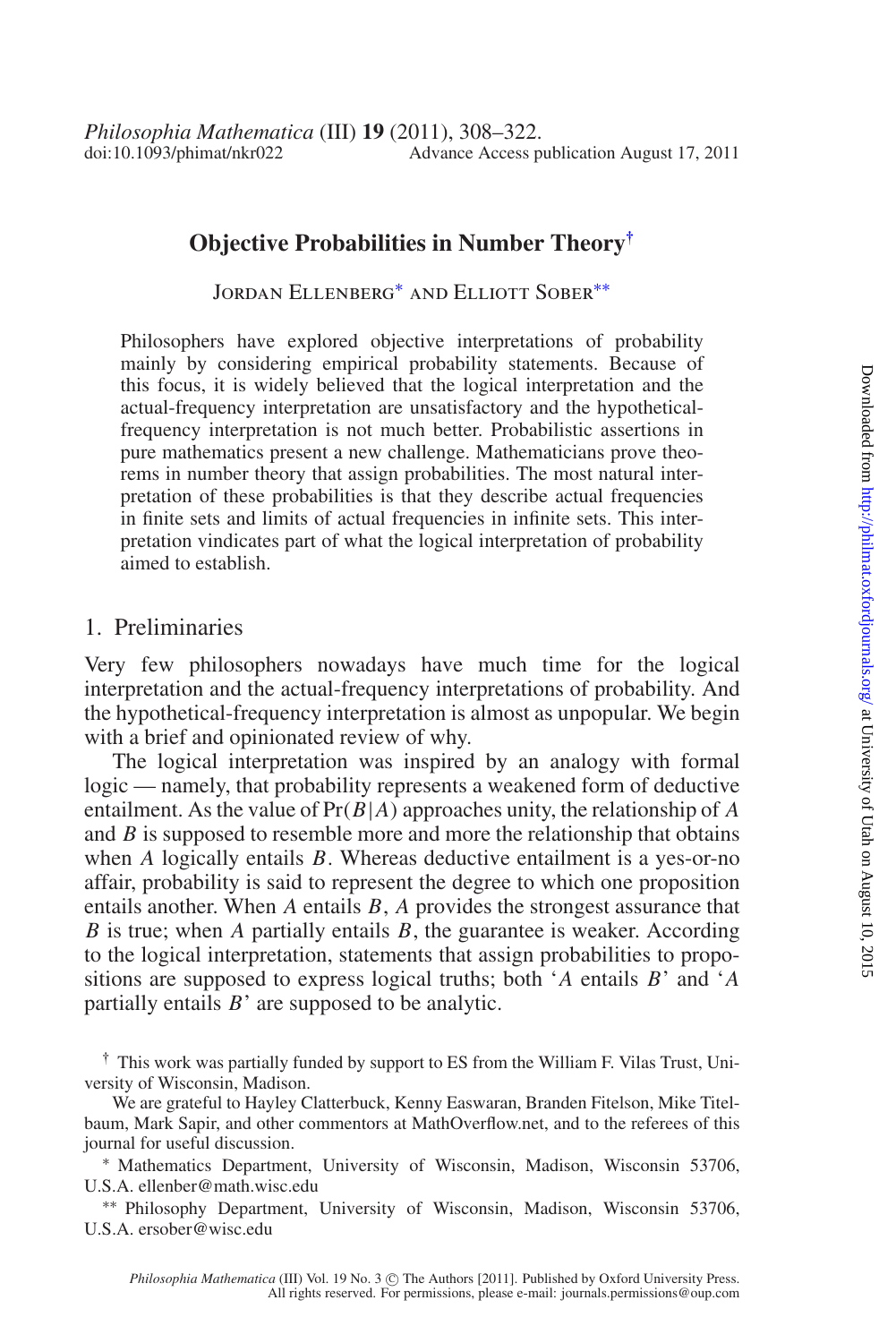# Objective Probabilities in Number Theory[†]

Jordan Ellenberg[*] and Elliott Sober[**]

Philosophers have explored objective interpretations of probability mainly by considering empirical probability statements. Because of this focus, it is widely believed that the logical interpretation and the actual-frequency interpretation are unsatisfactory and the hypothetical-frequency interpretation is not much better. Probabilistic assertions in pure mathematics present a new challenge. Mathematicians prove theorems in number theory that assign probabilities. The most natural interpretation of these probabilities is that they describe actual frequencies in finite sets and limits of actual frequencies in infinite sets. This interpretation vindicates part of what the logical interpretation of probability aimed to establish.

## 1. Preliminaries

Very few philosophers nowadays have much time for the logical interpretation and the actual-frequency interpretations of probability. And the hypothetical-frequency interpretation is almost as unpopular. We begin with a brief and opinionated review of why.

The logical interpretation was inspired by an analogy with formal logic — namely, that probability represents a weakened form of deductive entailment. As the value of $\Pr(B|A)$ approaches unity, the relationship of $A$ and $B$ is supposed to resemble more and more the relationship that obtains when $A$ logically entails $B$. Whereas deductive entailment is a yes-or-no affair, probability is said to represent the degree to which one proposition entails another. When $A$ entails $B$, $A$ provides the strongest assurance that $B$ is true; when $A$ partially entails $B$, the guarantee is weaker. According to the logical interpretation, statements that assign probabilities to propositions are supposed to express logical truths; both '$A$ entails $B$' and '$A$ partially entails $B$' are supposed to be analytic.

[†] This work was partially funded by support to ES from the William F. Vilas Trust, University of Wisconsin, Madison.

We are grateful to Hayley Clatterbuck, Kenny Easwaran, Branden Fitelson, Mike Titelbaum, Mark Sapir, and other commentors at MathOverflow.net, and to the referees of this journal for useful discussion.

[*] Mathematics Department, University of Wisconsin, Madison, Wisconsin 53706, U.S.A. ellenber@math.wisc.edu

[**] Philosophy Department, University of Wisconsin, Madison, Wisconsin 53706, U.S.A. ersober@wisc.edu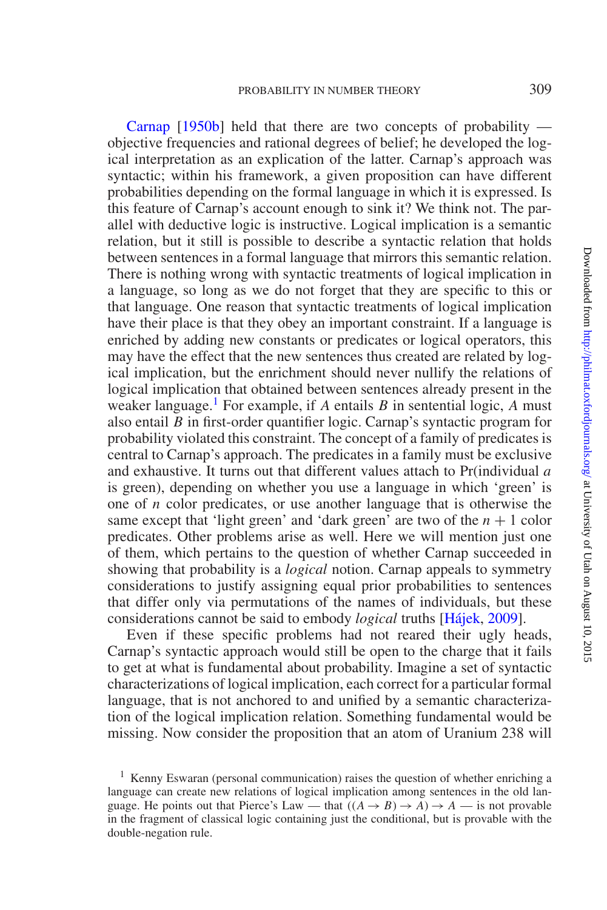Carnap [1950b] held that there are two concepts of probability — objective frequencies and rational degrees of belief; he developed the logical interpretation as an explication of the latter. Carnap's approach was syntactic; within his framework, a given proposition can have different probabilities depending on the formal language in which it is expressed. Is this feature of Carnap's account enough to sink it? We think not. The parallel with deductive logic is instructive. Logical implication is a semantic relation, but it still is possible to describe a syntactic relation that holds between sentences in a formal language that mirrors this semantic relation. There is nothing wrong with syntactic treatments of logical implication in a language, so long as we do not forget that they are specific to this or that language. One reason that syntactic treatments of logical implication have their place is that they obey an important constraint. If a language is enriched by adding new constants or predicates or logical operators, this may have the effect that the new sentences thus created are related by logical implication, but the enrichment should never nullify the relations of logical implication that obtained between sentences already present in the weaker language.[1] For example, if $A$ entails $B$ in sentential logic, $A$ must also entail $B$ in first-order quantifier logic. Carnap's syntactic program for probability violated this constraint. The concept of a family of predicates is central to Carnap's approach. The predicates in a family must be exclusive and exhaustive. It turns out that different values attach to Pr(individual $a$ is green), depending on whether you use a language in which 'green' is one of $n$ color predicates, or use another language that is otherwise the same except that 'light green' and 'dark green' are two of the $n+1$ color predicates. Other problems arise as well. Here we will mention just one of them, which pertains to the question of whether Carnap succeeded in showing that probability is a *logical* notion. Carnap appeals to symmetry considerations to justify assigning equal prior probabilities to sentences that differ only via permutations of the names of individuals, but these considerations cannot be said to embody *logical* truths [Hájek, 2009].

Even if these specific problems had not reared their ugly heads, Carnap's syntactic approach would still be open to the charge that it fails to get at what is fundamental about probability. Imagine a set of syntactic characterizations of logical implication, each correct for a particular formal language, that is not anchored to and unified by a semantic characterization of the logical implication relation. Something fundamental would be missing. Now consider the proposition that an atom of Uranium 238 will

[1] Kenny Eswaran (personal communication) raises the question of whether enriching a language can create new relations of logical implication among sentences in the old language. He points out that Pierce's Law — that $((A \to B) \to A) \to A$ — is not provable in the fragment of classical logic containing just the conditional, but is provable with the double-negation rule.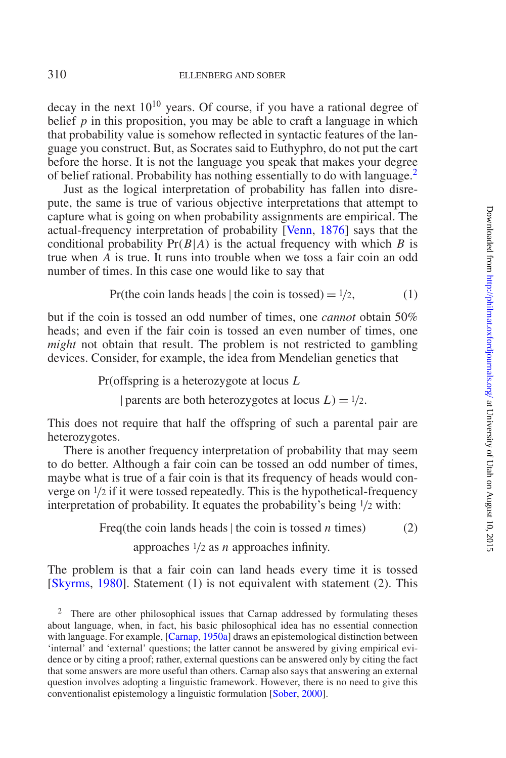decay in the next $10^{10}$ years. Of course, if you have a rational degree of belief $p$ in this proposition, you may be able to craft a language in which that probability value is somehow reflected in syntactic features of the language you construct. But, as Socrates said to Euthyphro, do not put the cart before the horse. It is not the language you speak that makes your degree of belief rational. Probability has nothing essentially to do with language.[2]

Just as the logical interpretation of probability has fallen into disrepute, the same is true of various objective interpretations that attempt to capture what is going on when probability assignments are empirical. The actual-frequency interpretation of probability [Venn, 1876] says that the conditional probability $\Pr(B|A)$ is the actual frequency with which $B$ is true when $A$ is true. It runs into trouble when we toss a fair coin an odd number of times. In this case one would like to say that

$$\Pr(\text{the coin lands heads} \mid \text{the coin is tossed}) = 1/2, \tag{1}$$

but if the coin is tossed an odd number of times, one *cannot* obtain 50% heads; and even if the fair coin is tossed an even number of times, one *might* not obtain that result. The problem is not restricted to gambling devices. Consider, for example, the idea from Mendelian genetics that

$$\Pr(\text{offspring is a heterozygote at locus } L \mid \text{parents are both heterozygotes at locus } L) = 1/2.$$

This does not require that half the offspring of such a parental pair are heterozygotes.

There is another frequency interpretation of probability that may seem to do better. Although a fair coin can be tossed an odd number of times, maybe what is true of a fair coin is that its frequency of heads would converge on $1/2$ if it were tossed repeatedly. This is the hypothetical-frequency interpretation of probability. It equates the probability's being $1/2$ with:

$$\text{Freq}(\text{the coin lands heads} \mid \text{the coin is tossed } n \text{ times}) \text{ approaches } 1/2 \text{ as } n \text{ approaches infinity.} \tag{2}$$

The problem is that a fair coin can land heads every time it is tossed [Skyrms, 1980]. Statement (1) is not equivalent with statement (2). This

[2] There are other philosophical issues that Carnap addressed by formulating theses about language, when, in fact, his basic philosophical idea has no essential connection with language. For example, [Carnap, 1950a] draws an epistemological distinction between 'internal' and 'external' questions; the latter cannot be answered by giving empirical evidence or by citing a proof; rather, external questions can be answered only by citing the fact that some answers are more useful than others. Carnap also says that answering an external question involves adopting a linguistic framework. However, there is no need to give this conventionalist epistemology a linguistic formulation [Sober, 2000].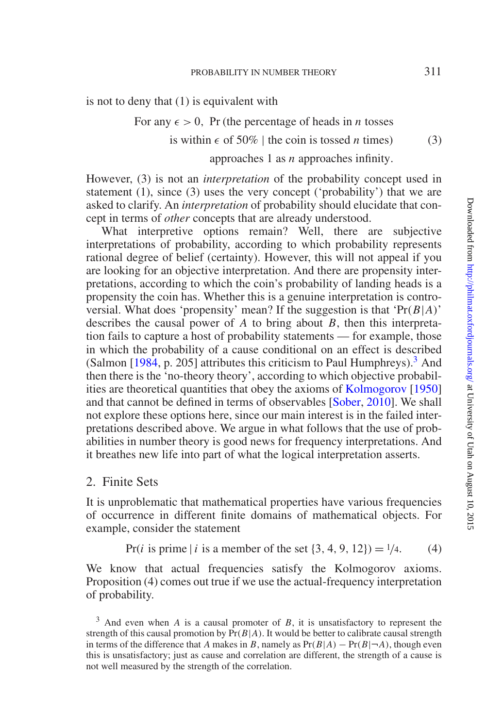is not to deny that (1) is equivalent with

$$\text{For any } \epsilon > 0, \ \Pr(\text{the percentage of heads in } n \text{ tosses is within } \epsilon \text{ of } 50\% \mid \text{the coin is tossed } n \text{ times}) \text{ approaches 1 as } n \text{ approaches infinity.} \tag{3}$$

However, (3) is not an *interpretation* of the probability concept used in statement (1), since (3) uses the very concept ('probability') that we are asked to clarify. An *interpretation* of probability should elucidate that concept in terms of *other* concepts that are already understood.

What interpretive options remain? Well, there are subjective interpretations of probability, according to which probability represents rational degree of belief (certainty). However, this will not appeal if you are looking for an objective interpretation. And there are propensity interpretations, according to which the coin's probability of landing heads is a propensity the coin has. Whether this is a genuine interpretation is controversial. What does 'propensity' mean? If the suggestion is that '$\Pr(B|A)$' describes the causal power of $A$ to bring about $B$, then this interpretation fails to capture a host of probability statements — for example, those in which the probability of a cause conditional on an effect is described (Salmon [1984, p. 205] attributes this criticism to Paul Humphreys).[3] And then there is the 'no-theory theory', according to which objective probabilities are theoretical quantities that obey the axioms of Kolmogorov [1950] and that cannot be defined in terms of observables [Sober, 2010]. We shall not explore these options here, since our main interest is in the failed interpretations described above. We argue in what follows that the use of probabilities in number theory is good news for frequency interpretations. And it breathes new life into part of what the logical interpretation asserts.

## 2. Finite Sets

It is unproblematic that mathematical properties have various frequencies of occurrence in different finite domains of mathematical objects. For example, consider the statement

$$\Pr(i \text{ is prime} \mid i \text{ is a member of the set } \{3, 4, 9, 12\}) = 1/4. \tag{4}$$

We know that actual frequencies satisfy the Kolmogorov axioms. Proposition (4) comes out true if we use the actual-frequency interpretation of probability.

[3] And even when $A$ is a causal promoter of $B$, it is unsatisfactory to represent the strength of this causal promotion by $\Pr(B|A)$. It would be better to calibrate causal strength in terms of the difference that $A$ makes in $B$, namely as $\Pr(B|A) - \Pr(B|\neg A)$, though even this is unsatisfactory; just as cause and correlation are different, the strength of a cause is not well measured by the strength of the correlation.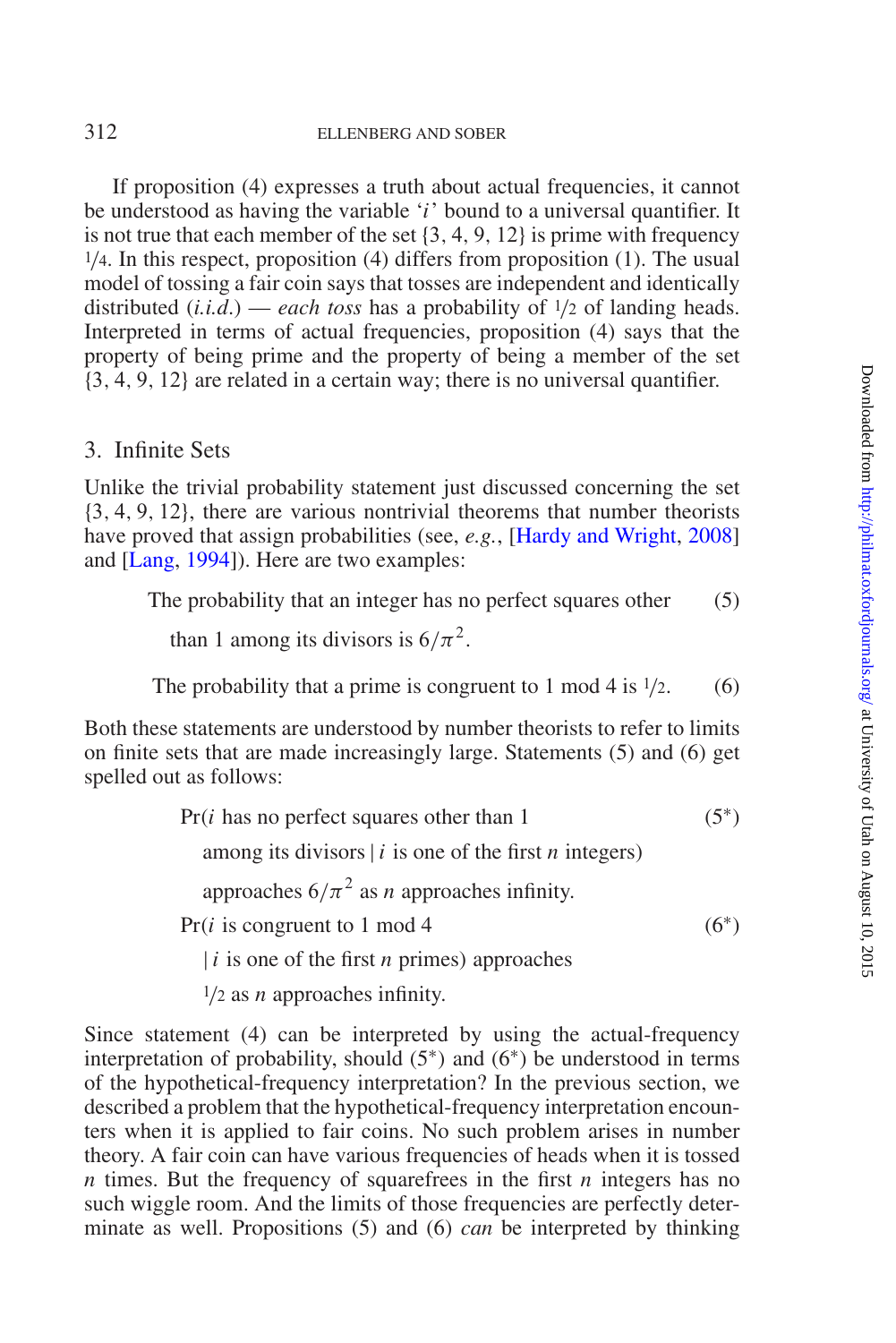If proposition (4) expresses a truth about actual frequencies, it cannot be understood as having the variable '$i$' bound to a universal quantifier. It is not true that each member of the set {3, 4, 9, 12} is prime with frequency 1/4. In this respect, proposition (4) differs from proposition (1). The usual model of tossing a fair coin says that tosses are independent and identically distributed (*i.i.d.*) — *each toss* has a probability of 1/2 of landing heads. Interpreted in terms of actual frequencies, proposition (4) says that the property of being prime and the property of being a member of the set {3, 4, 9, 12} are related in a certain way; there is no universal quantifier.

## 3. Infinite Sets

Unlike the trivial probability statement just discussed concerning the set {3, 4, 9, 12}, there are various nontrivial theorems that number theorists have proved that assign probabilities (see, *e.g.*, [Hardy and Wright, 2008] and [Lang, 1994]). Here are two examples:

The probability that an integer has no perfect squares other than 1 among its divisors is $6/\pi^2$. (5)

The probability that a prime is congruent to 1 mod 4 is 1/2. (6)

Both these statements are understood by number theorists to refer to limits on finite sets that are made increasingly large. Statements (5) and (6) get spelled out as follows:

Pr($i$ has no perfect squares other than 1 among its divisors | $i$ is one of the first $n$ integers) approaches $6/\pi^2$ as $n$ approaches infinity. (5*)

Pr($i$ is congruent to 1 mod 4 | $i$ is one of the first $n$ primes) approaches 1/2 as $n$ approaches infinity. (6*)

Since statement (4) can be interpreted by using the actual-frequency interpretation of probability, should (5*) and (6*) be understood in terms of the hypothetical-frequency interpretation? In the previous section, we described a problem that the hypothetical-frequency interpretation encounters when it is applied to fair coins. No such problem arises in number theory. A fair coin can have various frequencies of heads when it is tossed $n$ times. But the frequency of squarefrees in the first $n$ integers has no such wiggle room. And the limits of those frequencies are perfectly determinate as well. Propositions (5) and (6) *can* be interpreted by thinking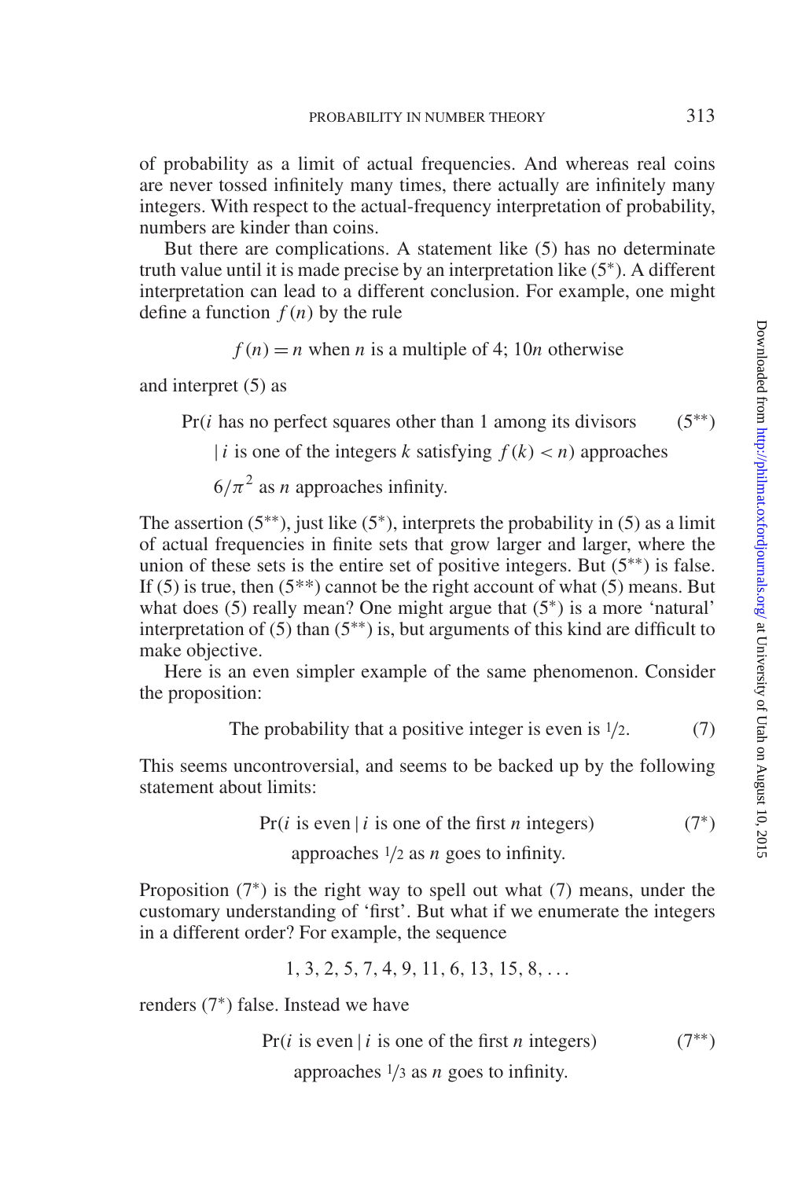of probability as a limit of actual frequencies. And whereas real coins are never tossed infinitely many times, there actually are infinitely many integers. With respect to the actual-frequency interpretation of probability, numbers are kinder than coins.

But there are complications. A statement like (5) has no determinate truth value until it is made precise by an interpretation like (5*). A different interpretation can lead to a different conclusion. For example, one might define a function $f(n)$ by the rule

$$f(n) = n \text{ when } n \text{ is a multiple of 4; } 10n \text{ otherwise}$$

and interpret (5) as

$$\Pr(i \text{ has no perfect squares other than 1 among its divisors} \mid i \text{ is one of the integers } k \text{ satisfying } f(k) < n) \text{ approaches } 6/\pi^2 \text{ as } n \text{ approaches infinity.} \qquad (5^{**})$$

The assertion (5**), just like (5*), interprets the probability in (5) as a limit of actual frequencies in finite sets that grow larger and larger, where the union of these sets is the entire set of positive integers. But (5**) is false. If (5) is true, then (5**) cannot be the right account of what (5) means. But what does (5) really mean? One might argue that (5*) is a more 'natural' interpretation of (5) than (5**) is, but arguments of this kind are difficult to make objective.

Here is an even simpler example of the same phenomenon. Consider the proposition:

$$\text{The probability that a positive integer is even is } 1/2. \qquad (7)$$

This seems uncontroversial, and seems to be backed up by the following statement about limits:

$$\Pr(i \text{ is even} \mid i \text{ is one of the first } n \text{ integers}) \text{ approaches } 1/2 \text{ as } n \text{ goes to infinity.} \qquad (7^{*})$$

Proposition (7*) is the right way to spell out what (7) means, under the customary understanding of 'first'. But what if we enumerate the integers in a different order? For example, the sequence

$$1, 3, 2, 5, 7, 4, 9, 11, 6, 13, 15, 8, \ldots$$

renders (7*) false. Instead we have

$$\Pr(i \text{ is even} \mid i \text{ is one of the first } n \text{ integers}) \text{ approaches } 1/3 \text{ as } n \text{ goes to infinity.} \qquad (7^{**})$$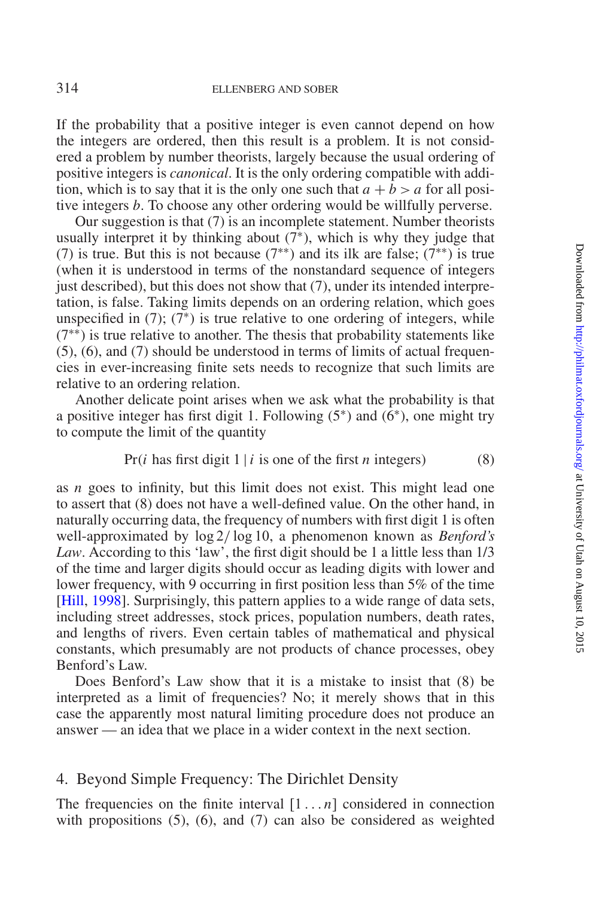If the probability that a positive integer is even cannot depend on how the integers are ordered, then this result is a problem. It is not considered a problem by number theorists, largely because the usual ordering of positive integers is *canonical*. It is the only ordering compatible with addition, which is to say that it is the only one such that $a + b > a$ for all positive integers $b$. To choose any other ordering would be willfully perverse.

Our suggestion is that (7) is an incomplete statement. Number theorists usually interpret it by thinking about (7*), which is why they judge that (7) is true. But this is not because (7**) and its ilk are false; (7**) is true (when it is understood in terms of the nonstandard sequence of integers just described), but this does not show that (7), under its intended interpretation, is false. Taking limits depends on an ordering relation, which goes unspecified in (7); (7*) is true relative to one ordering of integers, while (7**) is true relative to another. The thesis that probability statements like (5), (6), and (7) should be understood in terms of limits of actual frequencies in ever-increasing finite sets needs to recognize that such limits are relative to an ordering relation.

Another delicate point arises when we ask what the probability is that a positive integer has first digit 1. Following (5*) and (6*), one might try to compute the limit of the quantity

$$\Pr(i \text{ has first digit } 1 \mid i \text{ is one of the first } n \text{ integers}) \tag{8}$$

as $n$ goes to infinity, but this limit does not exist. This might lead one to assert that (8) does not have a well-defined value. On the other hand, in naturally occurring data, the frequency of numbers with first digit 1 is often well-approximated by $\log 2/\log 10$, a phenomenon known as *Benford's Law*. According to this 'law', the first digit should be 1 a little less than 1/3 of the time and larger digits should occur as leading digits with lower and lower frequency, with 9 occurring in first position less than 5% of the time [Hill, 1998]. Surprisingly, this pattern applies to a wide range of data sets, including street addresses, stock prices, population numbers, death rates, and lengths of rivers. Even certain tables of mathematical and physical constants, which presumably are not products of chance processes, obey Benford's Law.

Does Benford's Law show that it is a mistake to insist that (8) be interpreted as a limit of frequencies? No; it merely shows that in this case the apparently most natural limiting procedure does not produce an answer — an idea that we place in a wider context in the next section.

## 4. Beyond Simple Frequency: The Dirichlet Density

The frequencies on the finite interval $[1 \ldots n]$ considered in connection with propositions (5), (6), and (7) can also be considered as weighted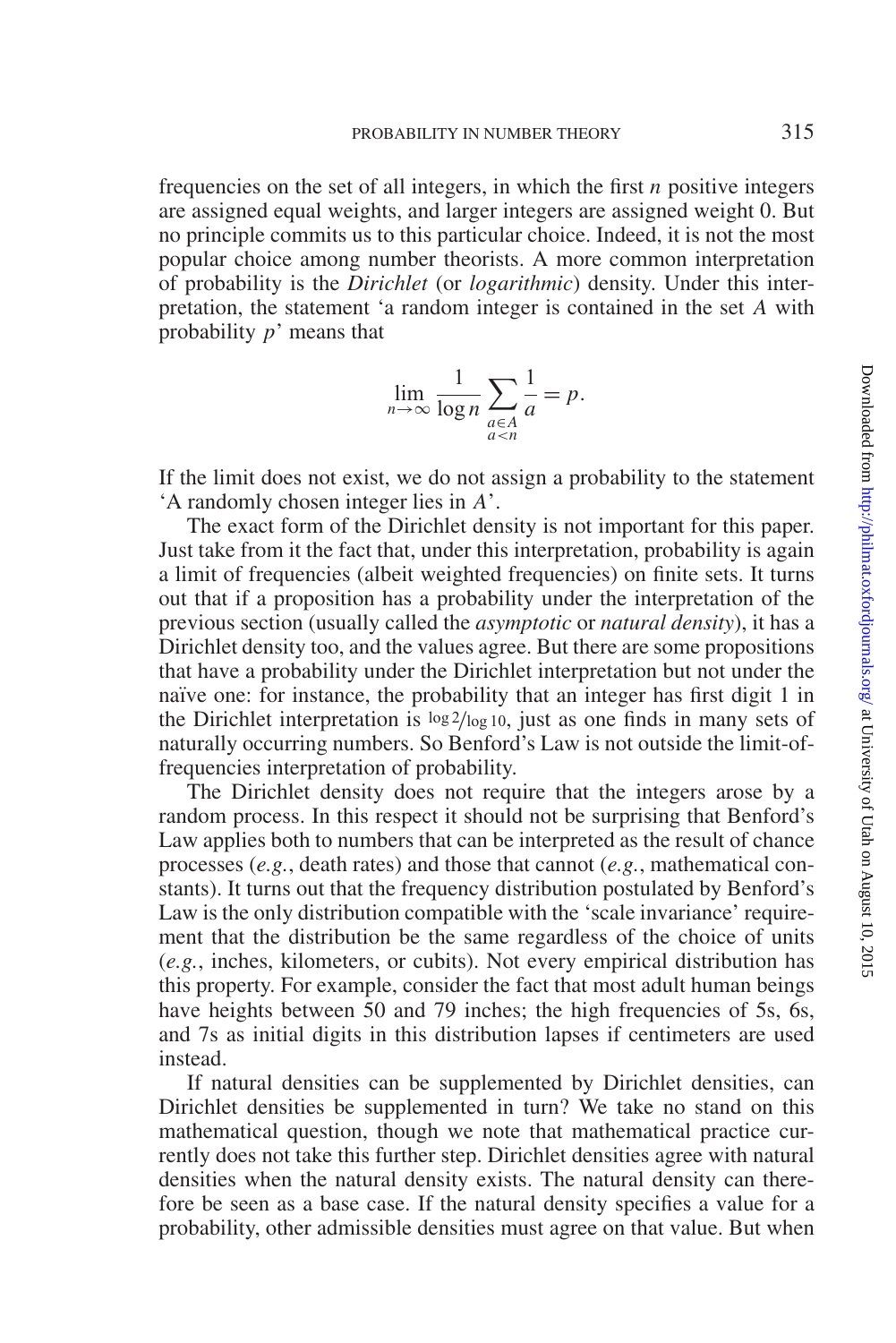frequencies on the set of all integers, in which the first $n$ positive integers are assigned equal weights, and larger integers are assigned weight 0. But no principle commits us to this particular choice. Indeed, it is not the most popular choice among number theorists. A more common interpretation of probability is the *Dirichlet* (or *logarithmic*) density. Under this interpretation, the statement 'a random integer is contained in the set $A$ with probability $p$' means that

$$\lim_{n\to\infty} \frac{1}{\log n} \sum_{\substack{a \in A \\ a < n}} \frac{1}{a} = p.$$

If the limit does not exist, we do not assign a probability to the statement 'A randomly chosen integer lies in $A$'.

The exact form of the Dirichlet density is not important for this paper. Just take from it the fact that, under this interpretation, probability is again a limit of frequencies (albeit weighted frequencies) on finite sets. It turns out that if a proposition has a probability under the interpretation of the previous section (usually called the *asymptotic* or *natural density*), it has a Dirichlet density too, and the values agree. But there are some propositions that have a probability under the Dirichlet interpretation but not under the naïve one: for instance, the probability that an integer has first digit 1 in the Dirichlet interpretation is $\log 2/\log 10$, just as one finds in many sets of naturally occurring numbers. So Benford's Law is not outside the limit-of-frequencies interpretation of probability.

The Dirichlet density does not require that the integers arose by a random process. In this respect it should not be surprising that Benford's Law applies both to numbers that can be interpreted as the result of chance processes (*e.g.*, death rates) and those that cannot (*e.g.*, mathematical constants). It turns out that the frequency distribution postulated by Benford's Law is the only distribution compatible with the 'scale invariance' requirement that the distribution be the same regardless of the choice of units (*e.g.*, inches, kilometers, or cubits). Not every empirical distribution has this property. For example, consider the fact that most adult human beings have heights between 50 and 79 inches; the high frequencies of 5s, 6s, and 7s as initial digits in this distribution lapses if centimeters are used instead.

If natural densities can be supplemented by Dirichlet densities, can Dirichlet densities be supplemented in turn? We take no stand on this mathematical question, though we note that mathematical practice currently does not take this further step. Dirichlet densities agree with natural densities when the natural density exists. The natural density can therefore be seen as a base case. If the natural density specifies a value for a probability, other admissible densities must agree on that value. But when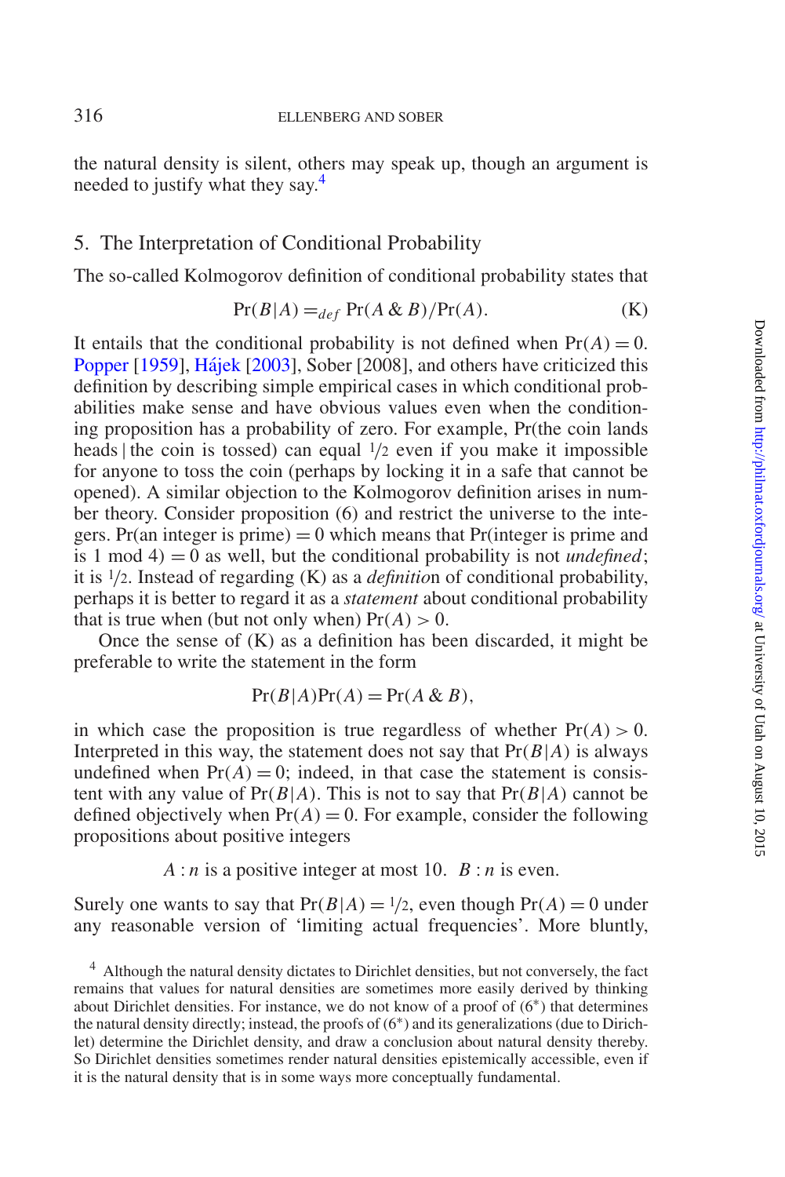the natural density is silent, others may speak up, though an argument is needed to justify what they say.[4]

## 5. The Interpretation of Conditional Probability

The so-called Kolmogorov definition of conditional probability states that

$$\Pr(B|A) =_{def} \Pr(A \,\&\, B)/\Pr(A). \tag{K}$$

It entails that the conditional probability is not defined when $\Pr(A) = 0$. Popper [1959], Hájek [2003], Sober [2008], and others have criticized this definition by describing simple empirical cases in which conditional probabilities make sense and have obvious values even when the conditioning proposition has a probability of zero. For example, Pr(the coin lands heads | the coin is tossed) can equal 1/2 even if you make it impossible for anyone to toss the coin (perhaps by locking it in a safe that cannot be opened). A similar objection to the Kolmogorov definition arises in number theory. Consider proposition (6) and restrict the universe to the integers. Pr(an integer is prime) = 0 which means that Pr(integer is prime and is 1 mod 4) = 0 as well, but the conditional probability is not *undefined*; it is 1/2. Instead of regarding (K) as a *definition* of conditional probability, perhaps it is better to regard it as a *statement* about conditional probability that is true when (but not only when) $\Pr(A) > 0$.

Once the sense of (K) as a definition has been discarded, it might be preferable to write the statement in the form

$$\Pr(B|A)\Pr(A) = \Pr(A \,\&\, B),$$

in which case the proposition is true regardless of whether $\Pr(A) > 0$. Interpreted in this way, the statement does not say that $\Pr(B|A)$ is always undefined when $\Pr(A) = 0$; indeed, in that case the statement is consistent with any value of $\Pr(B|A)$. This is not to say that $\Pr(B|A)$ cannot be defined objectively when $\Pr(A) = 0$. For example, consider the following propositions about positive integers

$A$ : $n$ is a positive integer at most 10. $B$ : $n$ is even.

Surely one wants to say that $\Pr(B|A) = 1/2$, even though $\Pr(A) = 0$ under any reasonable version of 'limiting actual frequencies'. More bluntly,

[4] Although the natural density dictates to Dirichlet densities, but not conversely, the fact remains that values for natural densities are sometimes more easily derived by thinking about Dirichlet densities. For instance, we do not know of a proof of (6*) that determines the natural density directly; instead, the proofs of (6*) and its generalizations (due to Dirichlet) determine the Dirichlet density, and draw a conclusion about natural density thereby. So Dirichlet densities sometimes render natural densities epistemically accessible, even if it is the natural density that is in some ways more conceptually fundamental.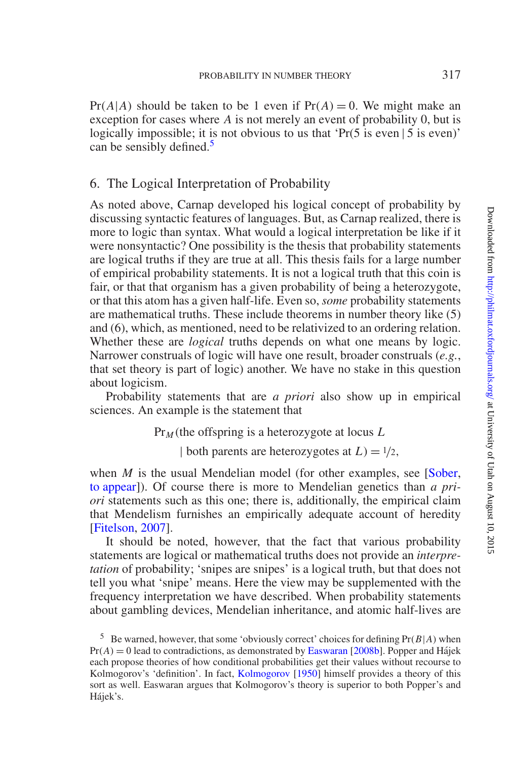$\Pr(A|A)$ should be taken to be 1 even if $\Pr(A) = 0$. We might make an exception for cases where $A$ is not merely an event of probability 0, but is logically impossible; it is not obvious to us that '$\Pr$(5 is even | 5 is even)' can be sensibly defined.[5]

## 6. The Logical Interpretation of Probability

As noted above, Carnap developed his logical concept of probability by discussing syntactic features of languages. But, as Carnap realized, there is more to logic than syntax. What would a logical interpretation be like if it were nonsyntactic? One possibility is the thesis that probability statements are logical truths if they are true at all. This thesis fails for a large number of empirical probability statements. It is not a logical truth that this coin is fair, or that that organism has a given probability of being a heterozygote, or that this atom has a given half-life. Even so, *some* probability statements are mathematical truths. These include theorems in number theory like (5) and (6), which, as mentioned, need to be relativized to an ordering relation. Whether these are *logical* truths depends on what one means by logic. Narrower construals of logic will have one result, broader construals (*e.g.*, that set theory is part of logic) another. We have no stake in this question about logicism.

Probability statements that are *a priori* also show up in empirical sciences. An example is the statement that

$$\Pr_M(\text{the offspring is a heterozygote at locus } L \mid \text{both parents are heterozygotes at } L) = 1/2,$$

when $M$ is the usual Mendelian model (for other examples, see [Sober, to appear]). Of course there is more to Mendelian genetics than *a priori* statements such as this one; there is, additionally, the empirical claim that Mendelism furnishes an empirically adequate account of heredity [Fitelson, 2007].

It should be noted, however, that the fact that various probability statements are logical or mathematical truths does not provide an *interpretation* of probability; 'snipes are snipes' is a logical truth, but that does not tell you what 'snipe' means. Here the view may be supplemented with the frequency interpretation we have described. When probability statements about gambling devices, Mendelian inheritance, and atomic half-lives are

---

[5] Be warned, however, that some 'obviously correct' choices for defining $\Pr(B|A)$ when $\Pr(A) = 0$ lead to contradictions, as demonstrated by Easwaran [2008b]. Popper and Hájek each propose theories of how conditional probabilities get their values without recourse to Kolmogorov's 'definition'. In fact, Kolmogorov [1950] himself provides a theory of this sort as well. Easwaran argues that Kolmogorov's theory is superior to both Popper's and Hájek's.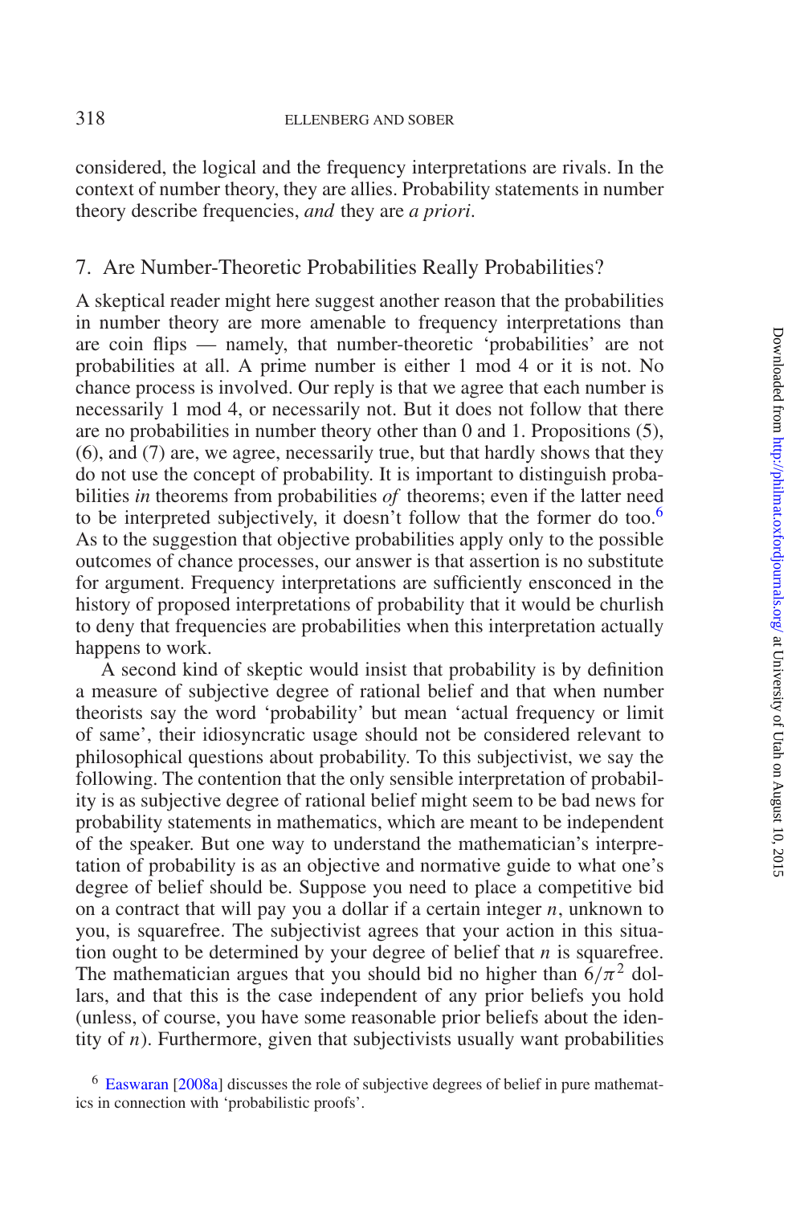considered, the logical and the frequency interpretations are rivals. In the context of number theory, they are allies. Probability statements in number theory describe frequencies, *and* they are *a priori*.

## 7. Are Number-Theoretic Probabilities Really Probabilities?

A skeptical reader might here suggest another reason that the probabilities in number theory are more amenable to frequency interpretations than are coin flips — namely, that number-theoretic 'probabilities' are not probabilities at all. A prime number is either 1 mod 4 or it is not. No chance process is involved. Our reply is that we agree that each number is necessarily 1 mod 4, or necessarily not. But it does not follow that there are no probabilities in number theory other than 0 and 1. Propositions (5), (6), and (7) are, we agree, necessarily true, but that hardly shows that they do not use the concept of probability. It is important to distinguish probabilities *in* theorems from probabilities *of* theorems; even if the latter need to be interpreted subjectively, it doesn't follow that the former do too.[6] As to the suggestion that objective probabilities apply only to the possible outcomes of chance processes, our answer is that assertion is no substitute for argument. Frequency interpretations are sufficiently ensconced in the history of proposed interpretations of probability that it would be churlish to deny that frequencies are probabilities when this interpretation actually happens to work.

A second kind of skeptic would insist that probability is by definition a measure of subjective degree of rational belief and that when number theorists say the word 'probability' but mean 'actual frequency or limit of same', their idiosyncratic usage should not be considered relevant to philosophical questions about probability. To this subjectivist, we say the following. The contention that the only sensible interpretation of probability is as subjective degree of rational belief might seem to be bad news for probability statements in mathematics, which are meant to be independent of the speaker. But one way to understand the mathematician's interpretation of probability is as an objective and normative guide to what one's degree of belief should be. Suppose you need to place a competitive bid on a contract that will pay you a dollar if a certain integer $n$, unknown to you, is squarefree. The subjectivist agrees that your action in this situation ought to be determined by your degree of belief that $n$ is squarefree. The mathematician argues that you should bid no higher than $6/\pi^2$ dollars, and that this is the case independent of any prior beliefs you hold (unless, of course, you have some reasonable prior beliefs about the identity of $n$). Furthermore, given that subjectivists usually want probabilities

[6] Easwaran [2008a] discusses the role of subjective degrees of belief in pure mathematics in connection with 'probabilistic proofs'.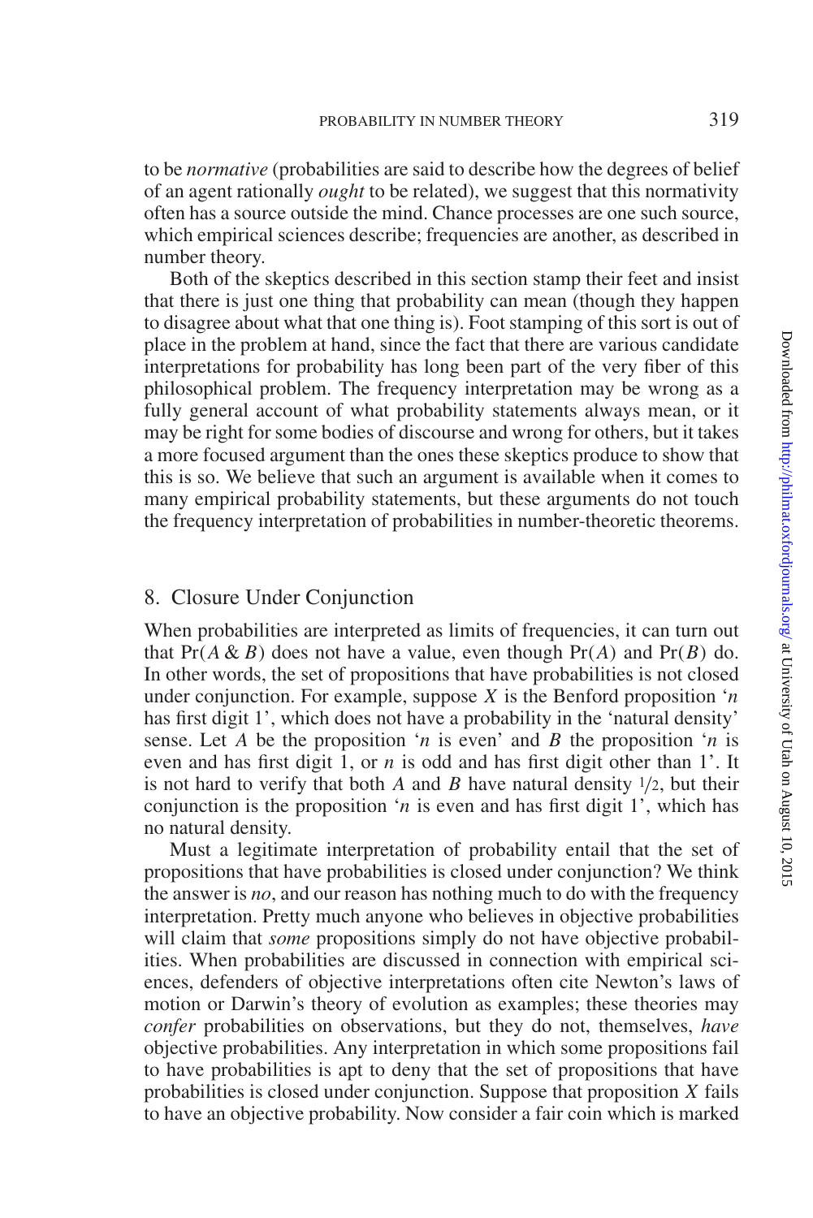to be *normative* (probabilities are said to describe how the degrees of belief of an agent rationally *ought* to be related), we suggest that this normativity often has a source outside the mind. Chance processes are one such source, which empirical sciences describe; frequencies are another, as described in number theory.

Both of the skeptics described in this section stamp their feet and insist that there is just one thing that probability can mean (though they happen to disagree about what that one thing is). Foot stamping of this sort is out of place in the problem at hand, since the fact that there are various candidate interpretations for probability has long been part of the very fiber of this philosophical problem. The frequency interpretation may be wrong as a fully general account of what probability statements always mean, or it may be right for some bodies of discourse and wrong for others, but it takes a more focused argument than the ones these skeptics produce to show that this is so. We believe that such an argument is available when it comes to many empirical probability statements, but these arguments do not touch the frequency interpretation of probabilities in number-theoretic theorems.

## 8. Closure Under Conjunction

When probabilities are interpreted as limits of frequencies, it can turn out that $\Pr(A \,\&\, B)$ does not have a value, even though $\Pr(A)$ and $\Pr(B)$ do. In other words, the set of propositions that have probabilities is not closed under conjunction. For example, suppose $X$ is the Benford proposition '$n$ has first digit 1', which does not have a probability in the 'natural density' sense. Let $A$ be the proposition '$n$ is even' and $B$ the proposition '$n$ is even and has first digit 1, or $n$ is odd and has first digit other than 1'. It is not hard to verify that both $A$ and $B$ have natural density $1/2$, but their conjunction is the proposition '$n$ is even and has first digit 1', which has no natural density.

Must a legitimate interpretation of probability entail that the set of propositions that have probabilities is closed under conjunction? We think the answer is *no*, and our reason has nothing much to do with the frequency interpretation. Pretty much anyone who believes in objective probabilities will claim that *some* propositions simply do not have objective probabilities. When probabilities are discussed in connection with empirical sciences, defenders of objective interpretations often cite Newton's laws of motion or Darwin's theory of evolution as examples; these theories may *confer* probabilities on observations, but they do not, themselves, *have* objective probabilities. Any interpretation in which some propositions fail to have probabilities is apt to deny that the set of propositions that have probabilities is closed under conjunction. Suppose that proposition $X$ fails to have an objective probability. Now consider a fair coin which is marked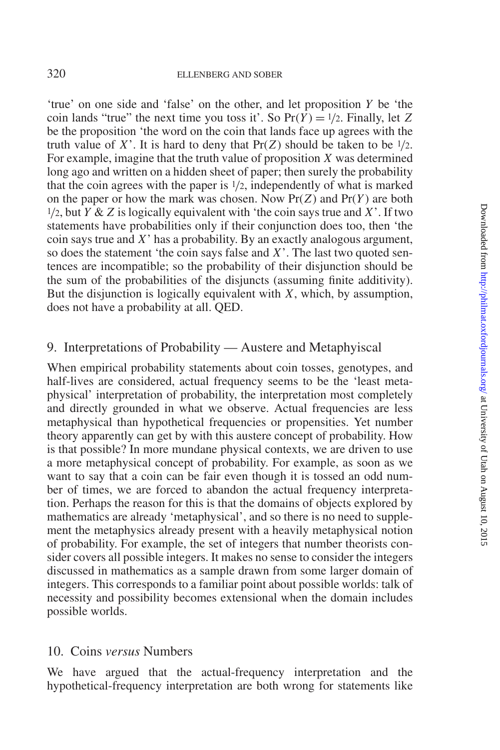'true' on one side and 'false' on the other, and let proposition $Y$ be 'the coin lands "true" the next time you toss it'. So $\Pr(Y) = 1/2$. Finally, let $Z$ be the proposition 'the word on the coin that lands face up agrees with the truth value of $X$'. It is hard to deny that $\Pr(Z)$ should be taken to be $1/2$. For example, imagine that the truth value of proposition $X$ was determined long ago and written on a hidden sheet of paper; then surely the probability that the coin agrees with the paper is $1/2$, independently of what is marked on the paper or how the mark was chosen. Now $\Pr(Z)$ and $\Pr(Y)$ are both $1/2$, but $Y$ & $Z$ is logically equivalent with 'the coin says true and $X$'. If two statements have probabilities only if their conjunction does too, then 'the coin says true and $X$' has a probability. By an exactly analogous argument, so does the statement 'the coin says false and $X$'. The last two quoted sentences are incompatible; so the probability of their disjunction should be the sum of the probabilities of the disjuncts (assuming finite additivity). But the disjunction is logically equivalent with $X$, which, by assumption, does not have a probability at all. QED.

## 9. Interpretations of Probability — Austere and Metaphyiscal

When empirical probability statements about coin tosses, genotypes, and half-lives are considered, actual frequency seems to be the 'least metaphysical' interpretation of probability, the interpretation most completely and directly grounded in what we observe. Actual frequencies are less metaphysical than hypothetical frequencies or propensities. Yet number theory apparently can get by with this austere concept of probability. How is that possible? In more mundane physical contexts, we are driven to use a more metaphysical concept of probability. For example, as soon as we want to say that a coin can be fair even though it is tossed an odd number of times, we are forced to abandon the actual frequency interpretation. Perhaps the reason for this is that the domains of objects explored by mathematics are already 'metaphysical', and so there is no need to supplement the metaphysics already present with a heavily metaphysical notion of probability. For example, the set of integers that number theorists consider covers all possible integers. It makes no sense to consider the integers discussed in mathematics as a sample drawn from some larger domain of integers. This corresponds to a familiar point about possible worlds: talk of necessity and possibility becomes extensional when the domain includes possible worlds.

## 10. Coins *versus* Numbers

We have argued that the actual-frequency interpretation and the hypothetical-frequency interpretation are both wrong for statements like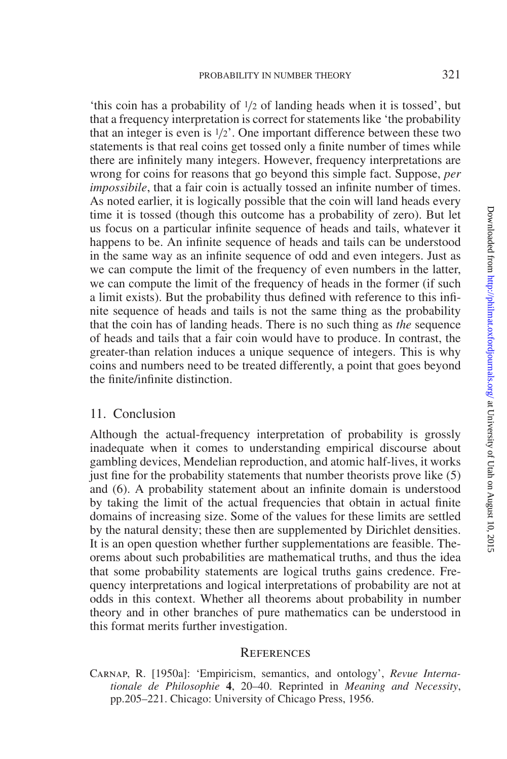'this coin has a probability of 1/2 of landing heads when it is tossed', but that a frequency interpretation is correct for statements like 'the probability that an integer is even is 1/2'. One important difference between these two statements is that real coins get tossed only a finite number of times while there are infinitely many integers. However, frequency interpretations are wrong for coins for reasons that go beyond this simple fact. Suppose, *per impossibile*, that a fair coin is actually tossed an infinite number of times. As noted earlier, it is logically possible that the coin will land heads every time it is tossed (though this outcome has a probability of zero). But let us focus on a particular infinite sequence of heads and tails, whatever it happens to be. An infinite sequence of heads and tails can be understood in the same way as an infinite sequence of odd and even integers. Just as we can compute the limit of the frequency of even numbers in the latter, we can compute the limit of the frequency of heads in the former (if such a limit exists). But the probability thus defined with reference to this infinite sequence of heads and tails is not the same thing as the probability that the coin has of landing heads. There is no such thing as *the* sequence of heads and tails that a fair coin would have to produce. In contrast, the greater-than relation induces a unique sequence of integers. This is why coins and numbers need to be treated differently, a point that goes beyond the finite/infinite distinction.

## 11. Conclusion

Although the actual-frequency interpretation of probability is grossly inadequate when it comes to understanding empirical discourse about gambling devices, Mendelian reproduction, and atomic half-lives, it works just fine for the probability statements that number theorists prove like (5) and (6). A probability statement about an infinite domain is understood by taking the limit of the actual frequencies that obtain in actual finite domains of increasing size. Some of the values for these limits are settled by the natural density; these then are supplemented by Dirichlet densities. It is an open question whether further supplementations are feasible. Theorems about such probabilities are mathematical truths, and thus the idea that some probability statements are logical truths gains credence. Frequency interpretations and logical interpretations of probability are not at odds in this context. Whether all theorems about probability in number theory and in other branches of pure mathematics can be understood in this format merits further investigation.

## References

Carnap, R. [1950a]: 'Empiricism, semantics, and ontology', *Revue Internationale de Philosophie* **4**, 20–40. Reprinted in *Meaning and Necessity*, pp.205–221. Chicago: University of Chicago Press, 1956.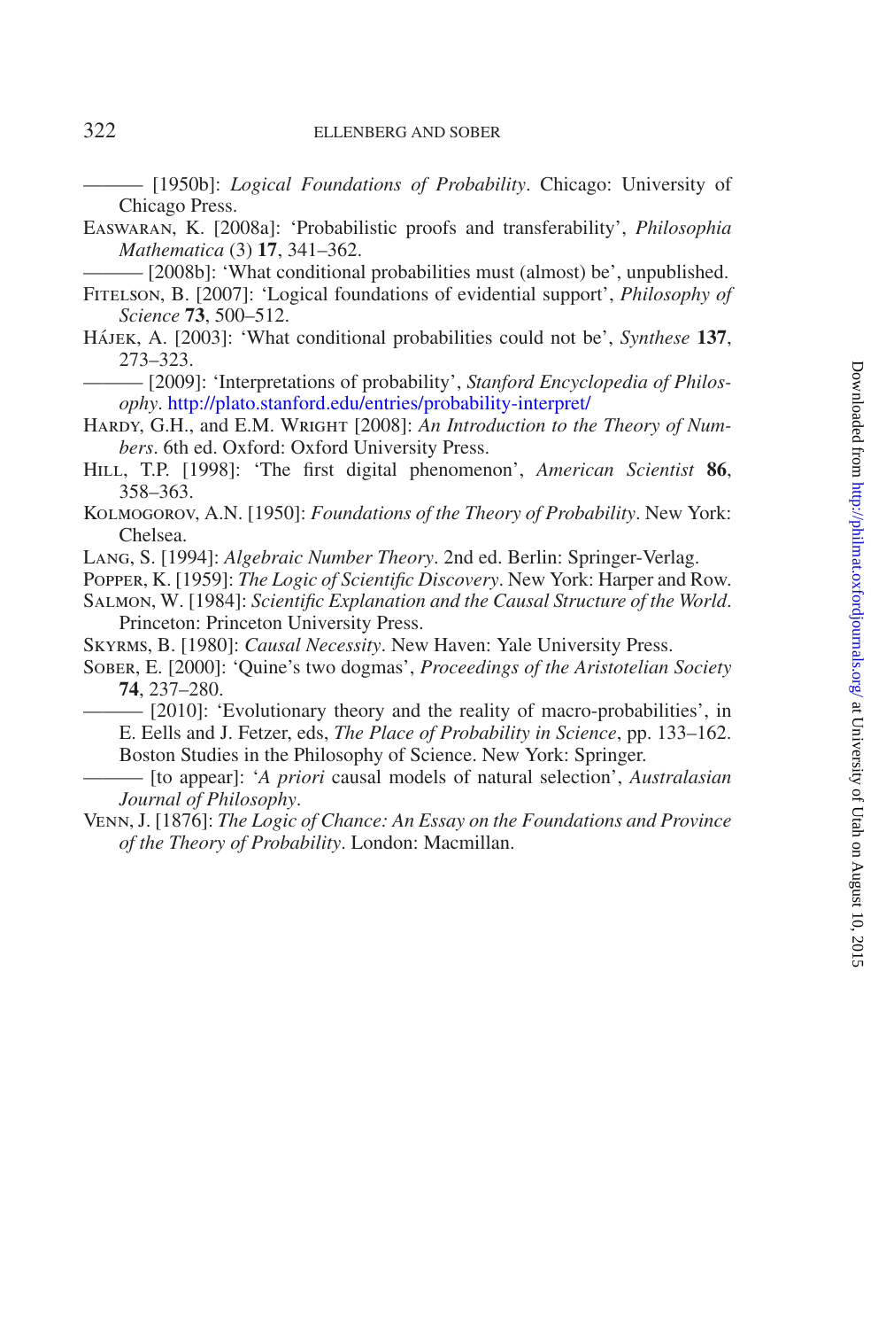——— [1950b]: *Logical Foundations of Probability*. Chicago: University of Chicago Press.

Easwaran, K. [2008a]: 'Probabilistic proofs and transferability', *Philosophia Mathematica* (3) **17**, 341–362.

——— [2008b]: 'What conditional probabilities must (almost) be', unpublished.

Fitelson, B. [2007]: 'Logical foundations of evidential support', *Philosophy of Science* **73**, 500–512.

Hájek, A. [2003]: 'What conditional probabilities could not be', *Synthese* **137**, 273–323.

——— [2009]: 'Interpretations of probability', *Stanford Encyclopedia of Philosophy*. http://plato.stanford.edu/entries/probability-interpret/

Hardy, G.H., and E.M. Wright [2008]: *An Introduction to the Theory of Numbers*. 6th ed. Oxford: Oxford University Press.

Hill, T.P. [1998]: 'The first digital phenomenon', *American Scientist* **86**, 358–363.

Kolmogorov, A.N. [1950]: *Foundations of the Theory of Probability*. New York: Chelsea.

Lang, S. [1994]: *Algebraic Number Theory*. 2nd ed. Berlin: Springer-Verlag.

Popper, K. [1959]: *The Logic of Scientific Discovery*. New York: Harper and Row.

Salmon, W. [1984]: *Scientific Explanation and the Causal Structure of the World*. Princeton: Princeton University Press.

Skyrms, B. [1980]: *Causal Necessity*. New Haven: Yale University Press.

Sober, E. [2000]: 'Quine's two dogmas', *Proceedings of the Aristotelian Society* **74**, 237–280.

——— [2010]: 'Evolutionary theory and the reality of macro-probabilities', in E. Eells and J. Fetzer, eds, *The Place of Probability in Science*, pp. 133–162. Boston Studies in the Philosophy of Science. New York: Springer.

——— [to appear]: '*A priori* causal models of natural selection', *Australasian Journal of Philosophy*.

Venn, J. [1876]: *The Logic of Chance: An Essay on the Foundations and Province of the Theory of Probability*. London: Macmillan.